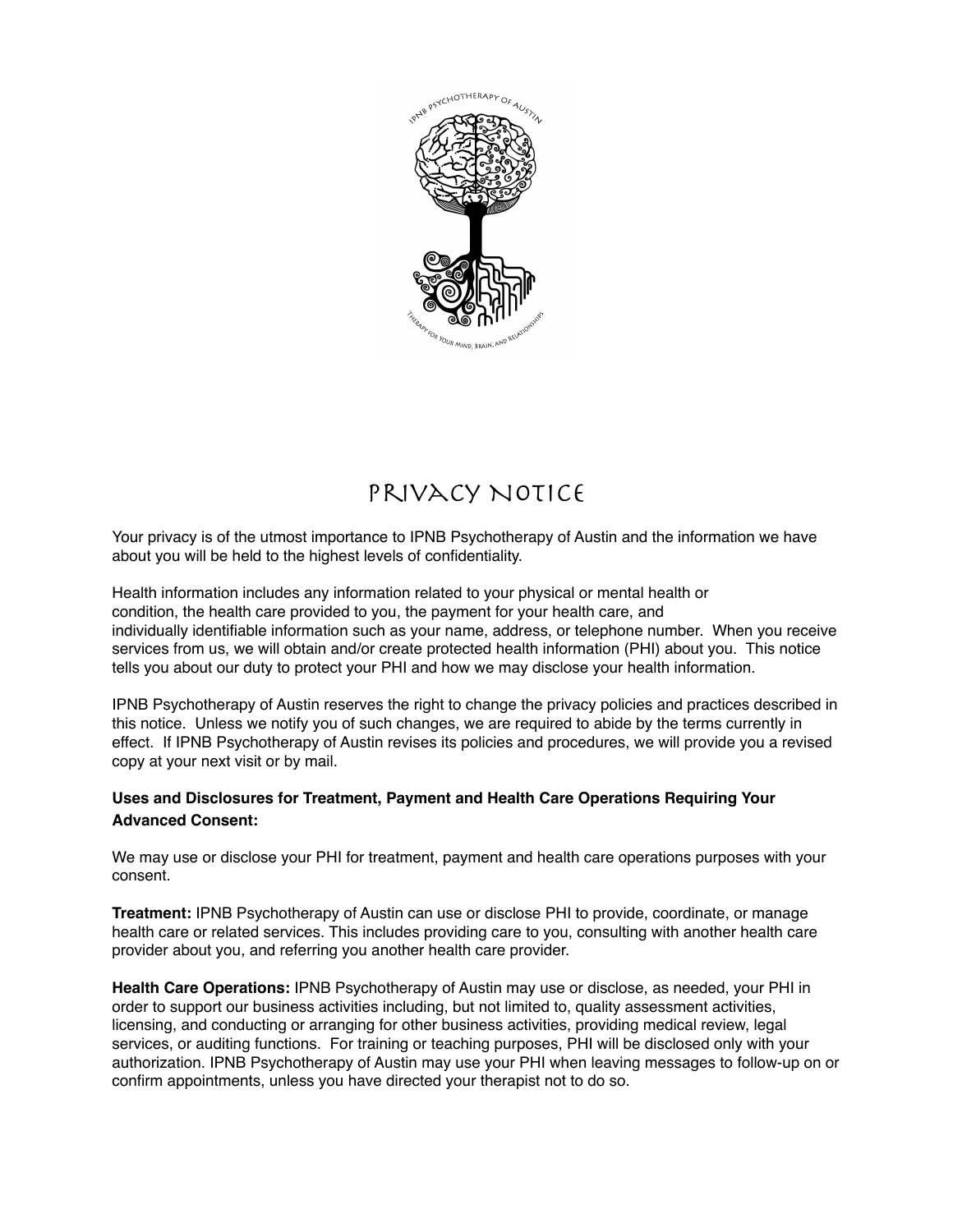# Privacy Notice

Your privacy is of the utmost importance to IPNB Psychotherapy of Austin and the information we have about you will be held to the highest levels of confidentiality.

Health information includes any information related to your physical or mental health or condition, the health care provided to you, the payment for your health care, and individually identifiable information such as your name, address, or telephone number. When you receive services from us, we will obtain and/or create protected health information (PHI) about you. This notice tells you about our duty to protect your PHI and how we may disclose your health information.

IPNB Psychotherapy of Austin reserves the right to change the privacy policies and practices described in this notice. Unless we notify you of such changes, we are required to abide by the terms currently in effect. If IPNB Psychotherapy of Austin revises its policies and procedures, we will provide you a revised copy at your next visit or by mail.

**Uses and Disclosures for Treatment, Payment and Health Care Operations Requiring Your Advanced Consent:**

We may use or disclose your PHI for treatment, payment and health care operations purposes with your consent.

**Treatment:** IPNB Psychotherapy of Austin can use or disclose PHI to provide, coordinate, or manage health care or related services. This includes providing care to you, consulting with another health care provider about you, and referring you another health care provider.

**Health Care Operations:** IPNB Psychotherapy of Austin may use or disclose, as needed, your PHI in order to support our business activities including, but not limited to, quality assessment activities, licensing, and conducting or arranging for other business activities, providing medical review, legal services, or auditing functions. For training or teaching purposes, PHI will be disclosed only with your authorization. IPNB Psychotherapy of Austin may use your PHI when leaving messages to follow-up on or confirm appointments, unless you have directed your therapist not to do so.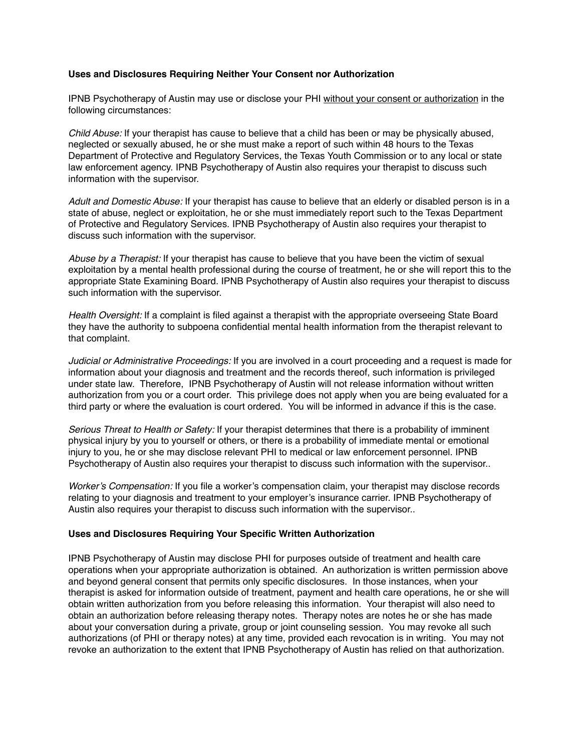**Uses and Disclosures Requiring Neither Your Consent nor Authorization**

IPNB Psychotherapy of Austin may use or disclose your PHI <u>without your consent or authorization</u> in the following circumstances:

*Child Abuse:* If your therapist has cause to believe that a child has been or may be physically abused, neglected or sexually abused, he or she must make a report of such within 48 hours to the Texas Department of Protective and Regulatory Services, the Texas Youth Commission or to any local or state law enforcement agency. IPNB Psychotherapy of Austin also requires your therapist to discuss such information with the supervisor.

*Adult and Domestic Abuse:* If your therapist has cause to believe that an elderly or disabled person is in a state of abuse, neglect or exploitation, he or she must immediately report such to the Texas Department of Protective and Regulatory Services. IPNB Psychotherapy of Austin also requires your therapist to discuss such information with the supervisor.

*Abuse by a Therapist:* If your therapist has cause to believe that you have been the victim of sexual exploitation by a mental health professional during the course of treatment, he or she will report this to the appropriate State Examining Board. IPNB Psychotherapy of Austin also requires your therapist to discuss such information with the supervisor.

*Health Oversight:* If a complaint is filed against a therapist with the appropriate overseeing State Board they have the authority to subpoena confidential mental health information from the therapist relevant to that complaint.

*Judicial or Administrative Proceedings:* If you are involved in a court proceeding and a request is made for information about your diagnosis and treatment and the records thereof, such information is privileged under state law. Therefore, IPNB Psychotherapy of Austin will not release information without written authorization from you or a court order. This privilege does not apply when you are being evaluated for a third party or where the evaluation is court ordered. You will be informed in advance if this is the case.

*Serious Threat to Health or Safety:* If your therapist determines that there is a probability of imminent physical injury by you to yourself or others, or there is a probability of immediate mental or emotional injury to you, he or she may disclose relevant PHI to medical or law enforcement personnel. IPNB Psychotherapy of Austin also requires your therapist to discuss such information with the supervisor..

*Worker's Compensation:* If you file a worker's compensation claim, your therapist may disclose records relating to your diagnosis and treatment to your employer's insurance carrier. IPNB Psychotherapy of Austin also requires your therapist to discuss such information with the supervisor..

**Uses and Disclosures Requiring Your Specific Written Authorization**

IPNB Psychotherapy of Austin may disclose PHI for purposes outside of treatment and health care operations when your appropriate authorization is obtained. An authorization is written permission above and beyond general consent that permits only specific disclosures. In those instances, when your therapist is asked for information outside of treatment, payment and health care operations, he or she will obtain written authorization from you before releasing this information. Your therapist will also need to obtain an authorization before releasing therapy notes. Therapy notes are notes he or she has made about your conversation during a private, group or joint counseling session. You may revoke all such authorizations (of PHI or therapy notes) at any time, provided each revocation is in writing. You may not revoke an authorization to the extent that IPNB Psychotherapy of Austin has relied on that authorization.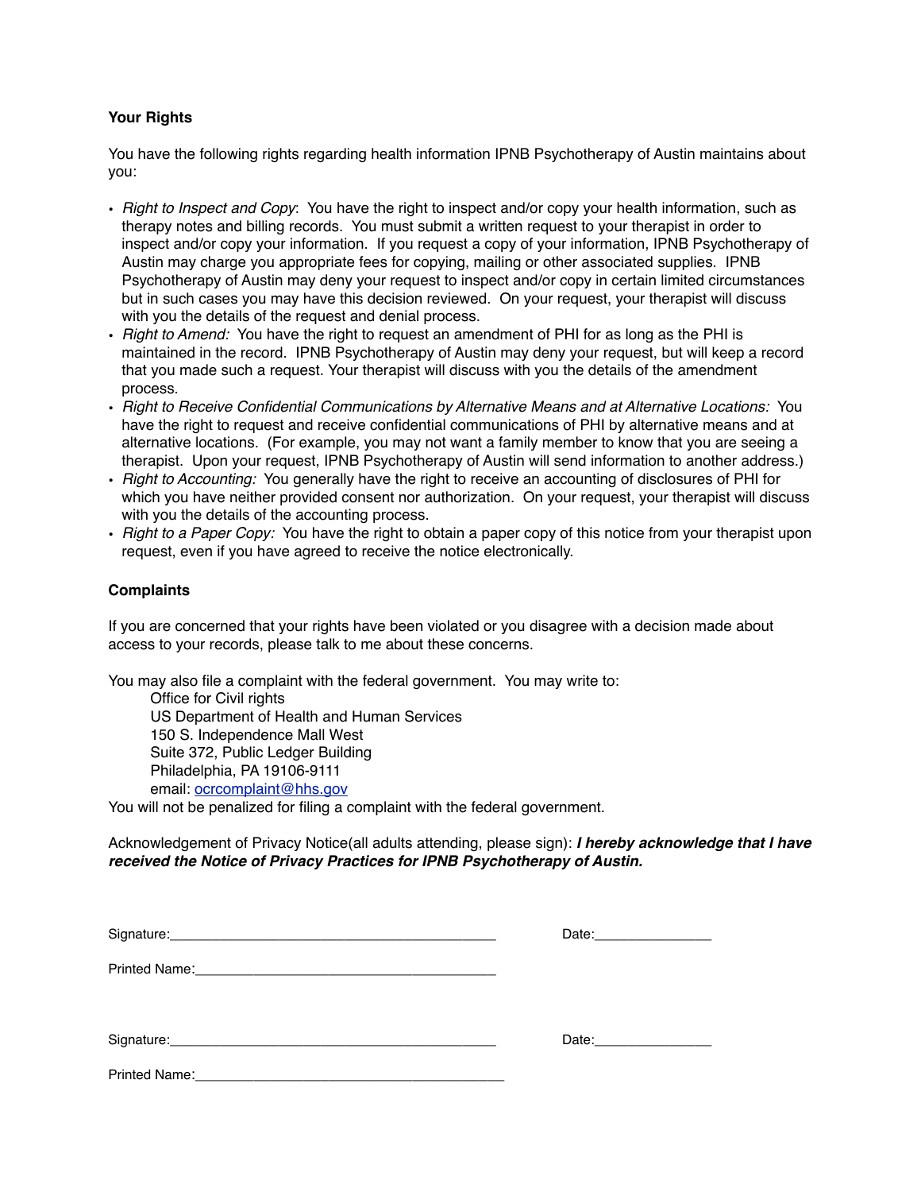**Your Rights**

You have the following rights regarding health information IPNB Psychotherapy of Austin maintains about you:

- *Right to Inspect and Copy*: You have the right to inspect and/or copy your health information, such as therapy notes and billing records. You must submit a written request to your therapist in order to inspect and/or copy your information. If you request a copy of your information, IPNB Psychotherapy of Austin may charge you appropriate fees for copying, mailing or other associated supplies. IPNB Psychotherapy of Austin may deny your request to inspect and/or copy in certain limited circumstances but in such cases you may have this decision reviewed. On your request, your therapist will discuss with you the details of the request and denial process.
- *Right to Amend:* You have the right to request an amendment of PHI for as long as the PHI is maintained in the record. IPNB Psychotherapy of Austin may deny your request, but will keep a record that you made such a request. Your therapist will discuss with you the details of the amendment process.
- *Right to Receive Confidential Communications by Alternative Means and at Alternative Locations:* You have the right to request and receive confidential communications of PHI by alternative means and at alternative locations. (For example, you may not want a family member to know that you are seeing a therapist. Upon your request, IPNB Psychotherapy of Austin will send information to another address.)
- *Right to Accounting:* You generally have the right to receive an accounting of disclosures of PHI for which you have neither provided consent nor authorization. On your request, your therapist will discuss with you the details of the accounting process.
- *Right to a Paper Copy:* You have the right to obtain a paper copy of this notice from your therapist upon request, even if you have agreed to receive the notice electronically.

**Complaints**

If you are concerned that your rights have been violated or you disagree with a decision made about access to your records, please talk to me about these concerns.

You may also file a complaint with the federal government. You may write to:

Office for Civil rights
US Department of Health and Human Services
150 S. Independence Mall West
Suite 372, Public Ledger Building
Philadelphia, PA 19106-9111
email: ocrcomplaint@hhs.gov

You will not be penalized for filing a complaint with the federal government.

Acknowledgement of Privacy Notice(all adults attending, please sign): ***I hereby acknowledge that I have received the Notice of Privacy Practices for IPNB Psychotherapy of Austin.***

Signature:_____________________________________________ Date:________________

Printed Name:__________________________________________

Signature:_____________________________________________ Date:________________

Printed Name:__________________________________________